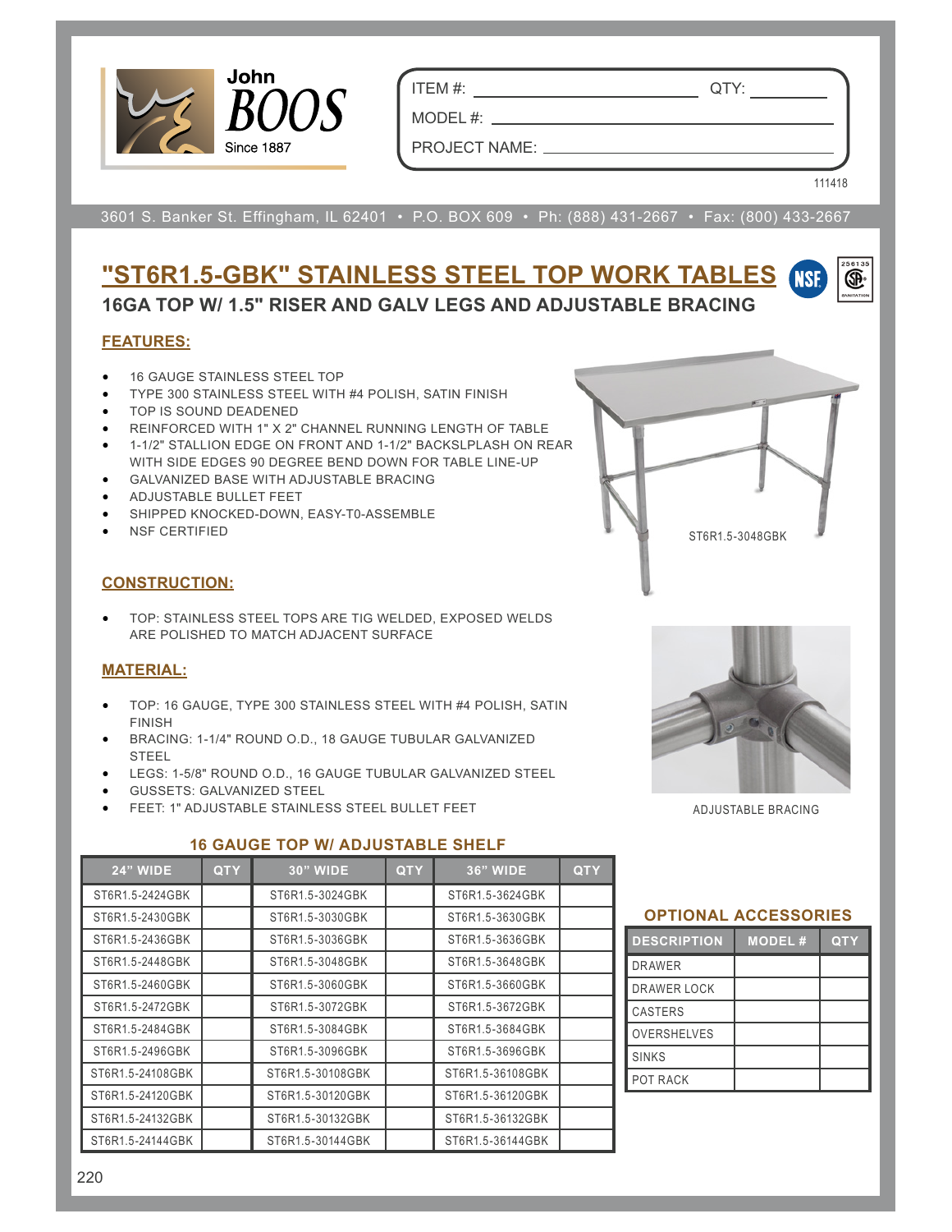John BOOS
Since 1887

ITEM #: ______________________ QTY: __________

MODEL #: ______________________

PROJECT NAME: ______________________

111418

3601 S. Banker St. Effingham, IL 62401 • P.O. BOX 609 • Ph: (888) 431-2667 • Fax: (800) 433-2667

# "ST6R1.5-GBK" STAINLESS STEEL TOP WORK TABLES

## 16GA TOP W/ 1.5" RISER AND GALV LEGS AND ADJUSTABLE BRACING

### FEATURES:

- 16 GAUGE STAINLESS STEEL TOP
- TYPE 300 STAINLESS STEEL WITH #4 POLISH, SATIN FINISH
- TOP IS SOUND DEADENED
- REINFORCED WITH 1" X 2" CHANNEL RUNNING LENGTH OF TABLE
- 1-1/2" STALLION EDGE ON FRONT AND 1-1/2" BACKSLPLASH ON REAR WITH SIDE EDGES 90 DEGREE BEND DOWN FOR TABLE LINE-UP
- GALVANIZED BASE WITH ADJUSTABLE BRACING
- ADJUSTABLE BULLET FEET
- SHIPPED KNOCKED-DOWN, EASY-T0-ASSEMBLE
- NSF CERTIFIED

ST6R1.5-3048GBK

### CONSTRUCTION:

- TOP: STAINLESS STEEL TOPS ARE TIG WELDED, EXPOSED WELDS ARE POLISHED TO MATCH ADJACENT SURFACE

### MATERIAL:

- TOP: 16 GAUGE, TYPE 300 STAINLESS STEEL WITH #4 POLISH, SATIN FINISH
- BRACING: 1-1/4" ROUND O.D., 18 GAUGE TUBULAR GALVANIZED STEEL
- LEGS: 1-5/8" ROUND O.D., 16 GAUGE TUBULAR GALVANIZED STEEL
- GUSSETS: GALVANIZED STEEL
- FEET: 1" ADJUSTABLE STAINLESS STEEL BULLET FEET

ADJUSTABLE BRACING

### 16 GAUGE TOP W/ ADJUSTABLE SHELF

| 24" WIDE | QTY | 30" WIDE | QTY | 36" WIDE | QTY |
|---|---|---|---|---|---|
| ST6R1.5-2424GBK | | ST6R1.5-3024GBK | | ST6R1.5-3624GBK | |
| ST6R1.5-2430GBK | | ST6R1.5-3030GBK | | ST6R1.5-3630GBK | |
| ST6R1.5-2436GBK | | ST6R1.5-3036GBK | | ST6R1.5-3636GBK | |
| ST6R1.5-2448GBK | | ST6R1.5-3048GBK | | ST6R1.5-3648GBK | |
| ST6R1.5-2460GBK | | ST6R1.5-3060GBK | | ST6R1.5-3660GBK | |
| ST6R1.5-2472GBK | | ST6R1.5-3072GBK | | ST6R1.5-3672GBK | |
| ST6R1.5-2484GBK | | ST6R1.5-3084GBK | | ST6R1.5-3684GBK | |
| ST6R1.5-2496GBK | | ST6R1.5-3096GBK | | ST6R1.5-3696GBK | |
| ST6R1.5-24108GBK | | ST6R1.5-30108GBK | | ST6R1.5-36108GBK | |
| ST6R1.5-24120GBK | | ST6R1.5-30120GBK | | ST6R1.5-36120GBK | |
| ST6R1.5-24132GBK | | ST6R1.5-30132GBK | | ST6R1.5-36132GBK | |
| ST6R1.5-24144GBK | | ST6R1.5-30144GBK | | ST6R1.5-36144GBK | |

### OPTIONAL ACCESSORIES

| DESCRIPTION | MODEL # | QTY |
|---|---|---|
| DRAWER | | |
| DRAWER LOCK | | |
| CASTERS | | |
| OVERSHELVES | | |
| SINKS | | |
| POT RACK | | |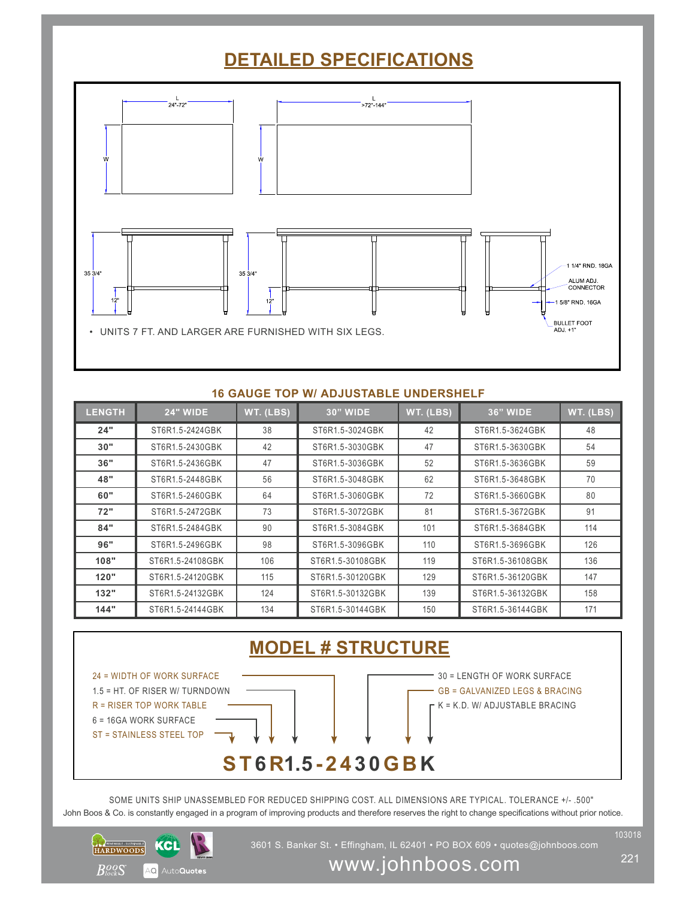# DETAILED SPECIFICATIONS

L
24"-72"

L
>72"-144"

W

W

35 3/4"

12"

35 3/4"

12"

1 1/4" RND. 18GA

ALUM ADJ. CONNECTOR

1 5/8" RND. 16GA

BULLET FOOT ADJ. +1"

- UNITS 7 FT. AND LARGER ARE FURNISHED WITH SIX LEGS.

### 16 GAUGE TOP W/ ADJUSTABLE UNDERSHELF

| LENGTH | 24" WIDE | WT. (LBS) | 30" WIDE | WT. (LBS) | 36" WIDE | WT. (LBS) |
|---|---|---|---|---|---|---|
| 24" | ST6R1.5-2424GBK | 38 | ST6R1.5-3024GBK | 42 | ST6R1.5-3624GBK | 48 |
| 30" | ST6R1.5-2430GBK | 42 | ST6R1.5-3030GBK | 47 | ST6R1.5-3630GBK | 54 |
| 36" | ST6R1.5-2436GBK | 47 | ST6R1.5-3036GBK | 52 | ST6R1.5-3636GBK | 59 |
| 48" | ST6R1.5-2448GBK | 56 | ST6R1.5-3048GBK | 62 | ST6R1.5-3648GBK | 70 |
| 60" | ST6R1.5-2460GBK | 64 | ST6R1.5-3060GBK | 72 | ST6R1.5-3660GBK | 80 |
| 72" | ST6R1.5-2472GBK | 73 | ST6R1.5-3072GBK | 81 | ST6R1.5-3672GBK | 91 |
| 84" | ST6R1.5-2484GBK | 90 | ST6R1.5-3084GBK | 101 | ST6R1.5-3684GBK | 114 |
| 96" | ST6R1.5-2496GBK | 98 | ST6R1.5-3096GBK | 110 | ST6R1.5-3696GBK | 126 |
| 108" | ST6R1.5-24108GBK | 106 | ST6R1.5-30108GBK | 119 | ST6R1.5-36108GBK | 136 |
| 120" | ST6R1.5-24120GBK | 115 | ST6R1.5-30120GBK | 129 | ST6R1.5-36120GBK | 147 |
| 132" | ST6R1.5-24132GBK | 124 | ST6R1.5-30132GBK | 139 | ST6R1.5-36132GBK | 158 |
| 144" | ST6R1.5-24144GBK | 134 | ST6R1.5-30144GBK | 150 | ST6R1.5-36144GBK | 171 |

## MODEL # STRUCTURE

24 = WIDTH OF WORK SURFACE
1.5 = HT. OF RISER W/ TURNDOWN
R = RISER TOP WORK TABLE
6 = 16GA WORK SURFACE
ST = STAINLESS STEEL TOP

30 = LENGTH OF WORK SURFACE
GB = GALVANIZED LEGS & BRACING
K = K.D. W/ ADJUSTABLE BRACING

**ST6R1.5-2430GBK**

SOME UNITS SHIP UNASSEMBLED FOR REDUCED SHIPPING COST. ALL DIMENSIONS ARE TYPICAL. TOLERANCE +/- .500"

John Boos & Co. is constantly engaged in a program of improving products and therefore reserves the right to change specifications without prior notice.

3601 S. Banker St. • Effingham, IL 62401 • PO BOX 609 • quotes@johnboos.com

www.johnboos.com

103018